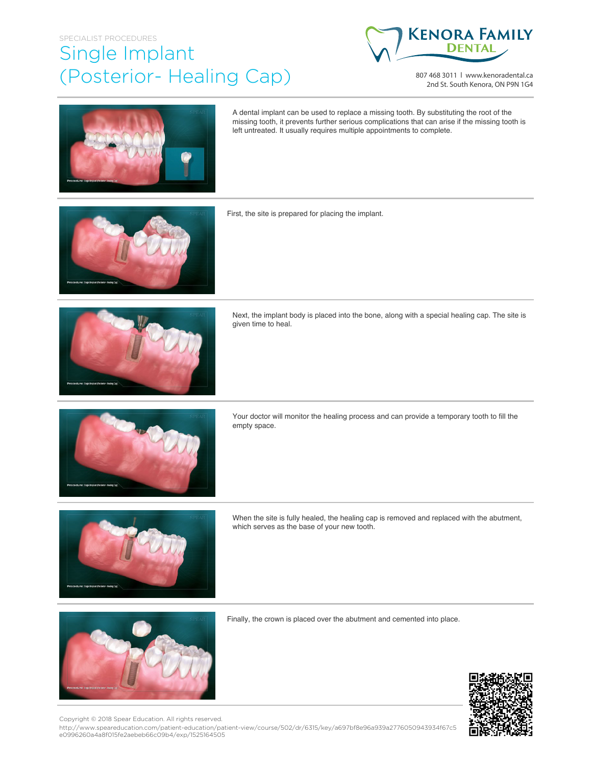SPECIALIST PROCEDURES

# Single Implant (Posterior- Healing Cap)

**KENORA FAMILY DENTAL**

807 468 3011 | www.kenoradental.ca
2nd St. South Kenora, ON P9N 1G4

A dental implant can be used to replace a missing tooth. By substituting the root of the missing tooth, it prevents further serious complications that can arise if the missing tooth is left untreated. It usually requires multiple appointments to complete.

First, the site is prepared for placing the implant.

Next, the implant body is placed into the bone, along with a special healing cap. The site is given time to heal.

Your doctor will monitor the healing process and can provide a temporary tooth to fill the empty space.

When the site is fully healed, the healing cap is removed and replaced with the abutment, which serves as the base of your new tooth.

Finally, the crown is placed over the abutment and cemented into place.

Copyright © 2018 Spear Education. All rights reserved.
http://www.speareducation.com/patient-education/patient-view/course/502/dr/6315/key/a697bf8e96a939a2776050943934f67c5e0996260a4a8f015fe2aebeb66c09b4/exp/1525164505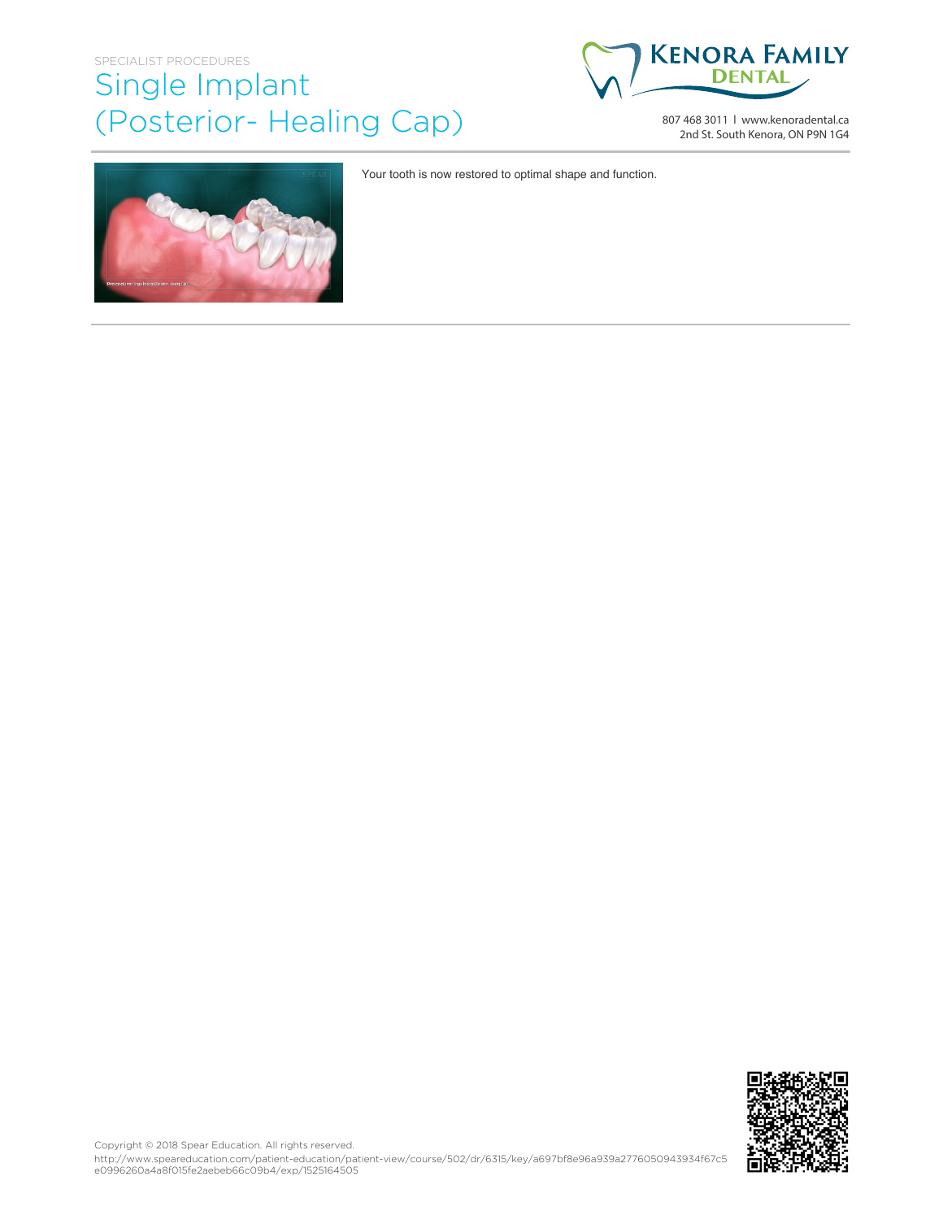SPECIALIST PROCEDURES

# Single Implant (Posterior- Healing Cap)

807 468 3011 | www.kenoradental.ca
2nd St. South Kenora, ON P9N 1G4

Your tooth is now restored to optimal shape and function.

Copyright © 2018 Spear Education. All rights reserved.
http://www.speareducation.com/patient-education/patient-view/course/502/dr/6315/key/a697bf8e96a939a2776050943934f67c5e0996260a4a8f015fe2aebeb66c09b4/exp/1525164505